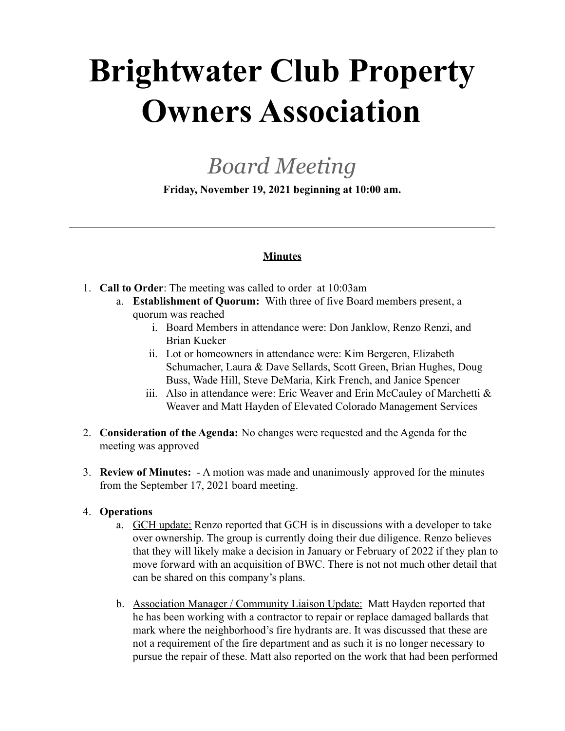# Brightwater Club Property Owners Association

## *Board Meeting*

**Friday, November 19, 2021 beginning at 10:00 am.**

---

**Minutes**

1. **Call to Order**: The meeting was called to order at 10:03am
   a. **Establishment of Quorum:** With three of five Board members present, a quorum was reached
      i. Board Members in attendance were: Don Janklow, Renzo Renzi, and Brian Kueker
      ii. Lot or homeowners in attendance were: Kim Bergeren, Elizabeth Schumacher, Laura & Dave Sellards, Scott Green, Brian Hughes, Doug Buss, Wade Hill, Steve DeMaria, Kirk French, and Janice Spencer
      iii. Also in attendance were: Eric Weaver and Erin McCauley of Marchetti & Weaver and Matt Hayden of Elevated Colorado Management Services

2. **Consideration of the Agenda:** No changes were requested and the Agenda for the meeting was approved

3. **Review of Minutes:** - A motion was made and unanimously approved for the minutes from the September 17, 2021 board meeting.

4. **Operations**
   a. GCH update: Renzo reported that GCH is in discussions with a developer to take over ownership. The group is currently doing their due diligence. Renzo believes that they will likely make a decision in January or February of 2022 if they plan to move forward with an acquisition of BWC. There is not not much other detail that can be shared on this company's plans.

   b. Association Manager / Community Liaison Update: Matt Hayden reported that he has been working with a contractor to repair or replace damaged ballards that mark where the neighborhood's fire hydrants are. It was discussed that these are not a requirement of the fire department and as such it is no longer necessary to pursue the repair of these. Matt also reported on the work that had been performed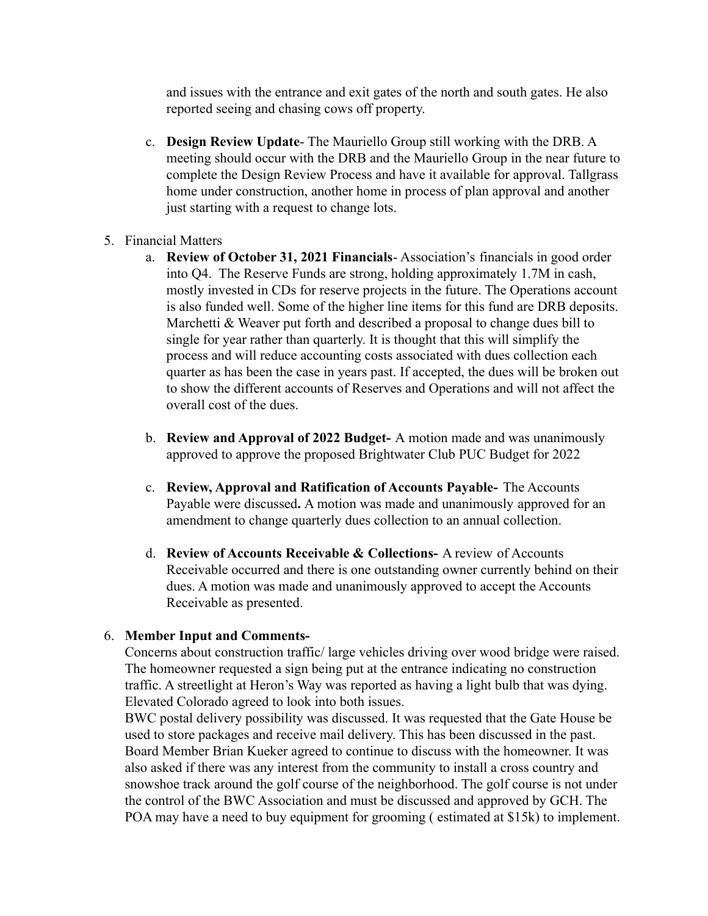and issues with the entrance and exit gates of the north and south gates. He also reported seeing and chasing cows off property.

c. **Design Review Update**- The Mauriello Group still working with the DRB. A meeting should occur with the DRB and the Mauriello Group in the near future to complete the Design Review Process and have it available for approval. Tallgrass home under construction, another home in process of plan approval and another just starting with a request to change lots.

5. Financial Matters
   a. **Review of October 31, 2021 Financials**- Association's financials in good order into Q4. The Reserve Funds are strong, holding approximately 1.7M in cash, mostly invested in CDs for reserve projects in the future. The Operations account is also funded well. Some of the higher line items for this fund are DRB deposits. Marchetti & Weaver put forth and described a proposal to change dues bill to single for year rather than quarterly. It is thought that this will simplify the process and will reduce accounting costs associated with dues collection each quarter as has been the case in years past. If accepted, the dues will be broken out to show the different accounts of Reserves and Operations and will not affect the overall cost of the dues.

   b. **Review and Approval of 2022 Budget-** A motion made and was unanimously approved to approve the proposed Brightwater Club PUC Budget for 2022

   c. **Review, Approval and Ratification of Accounts Payable-** The Accounts Payable were discussed**.** A motion was made and unanimously approved for an amendment to change quarterly dues collection to an annual collection.

   d. **Review of Accounts Receivable & Collections-** A review of Accounts Receivable occurred and there is one outstanding owner currently behind on their dues. A motion was made and unanimously approved to accept the Accounts Receivable as presented.

6. **Member Input and Comments-**
   Concerns about construction traffic/ large vehicles driving over wood bridge were raised. The homeowner requested a sign being put at the entrance indicating no construction traffic. A streetlight at Heron's Way was reported as having a light bulb that was dying. Elevated Colorado agreed to look into both issues.
   BWC postal delivery possibility was discussed. It was requested that the Gate House be used to store packages and receive mail delivery. This has been discussed in the past. Board Member Brian Kueker agreed to continue to discuss with the homeowner. It was also asked if there was any interest from the community to install a cross country and snowshoe track around the golf course of the neighborhood. The golf course is not under the control of the BWC Association and must be discussed and approved by GCH. The POA may have a need to buy equipment for grooming ( estimated at $15k) to implement.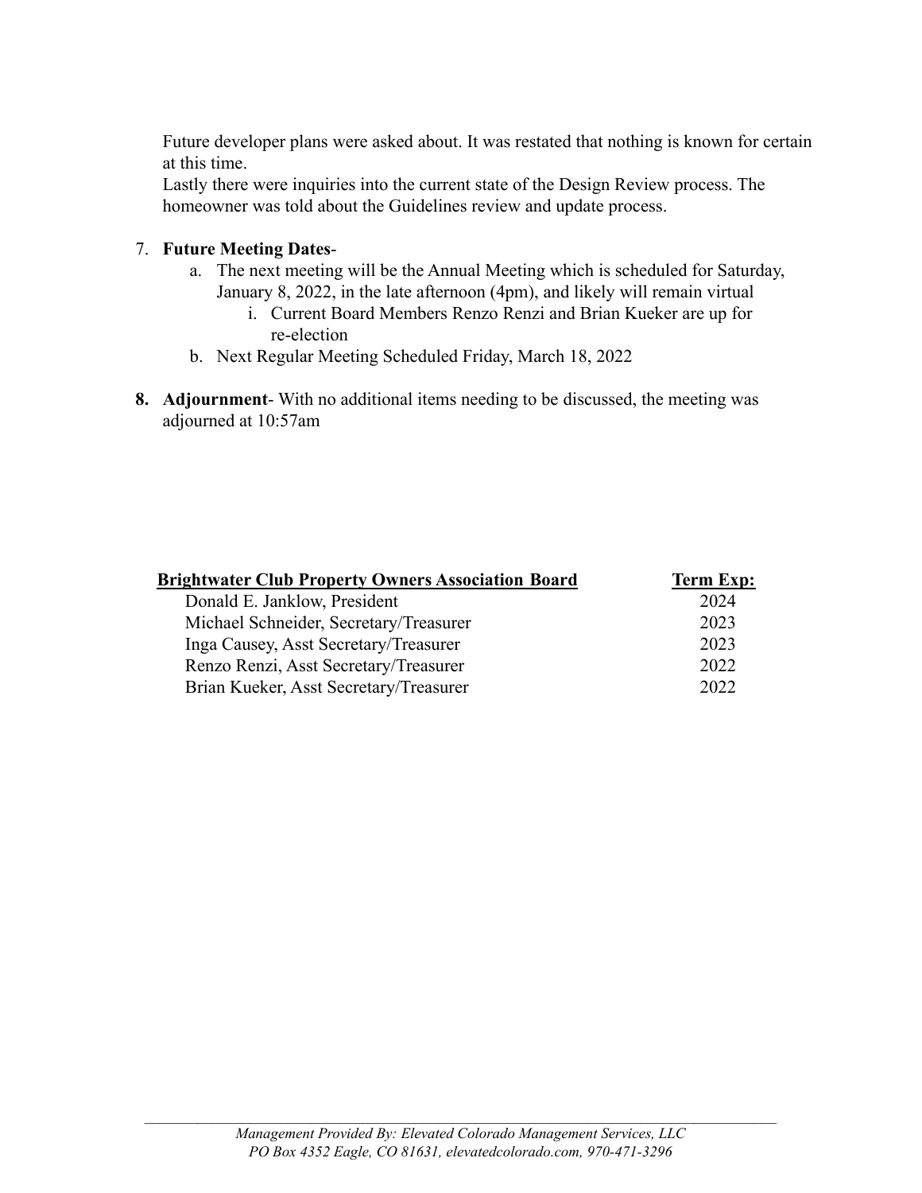Future developer plans were asked about. It was restated that nothing is known for certain at this time.
Lastly there were inquiries into the current state of the Design Review process. The homeowner was told about the Guidelines review and update process.

7. **Future Meeting Dates**-
   a. The next meeting will be the Annual Meeting which is scheduled for Saturday, January 8, 2022, in the late afternoon (4pm), and likely will remain virtual
      i. Current Board Members Renzo Renzi and Brian Kueker are up for re-election
   b. Next Regular Meeting Scheduled Friday, March 18, 2022

8. **Adjournment**- With no additional items needing to be discussed, the meeting was adjourned at 10:57am

| **Brightwater Club Property Owners Association Board** | **Term Exp:** |
|---|---|
| Donald E. Janklow, President | 2024 |
| Michael Schneider, Secretary/Treasurer | 2023 |
| Inga Causey, Asst Secretary/Treasurer | 2023 |
| Renzo Renzi, Asst Secretary/Treasurer | 2022 |
| Brian Kueker, Asst Secretary/Treasurer | 2022 |

*Management Provided By: Elevated Colorado Management Services, LLC*
*PO Box 4352 Eagle, CO 81631, elevatedcolorado.com, 970-471-3296*